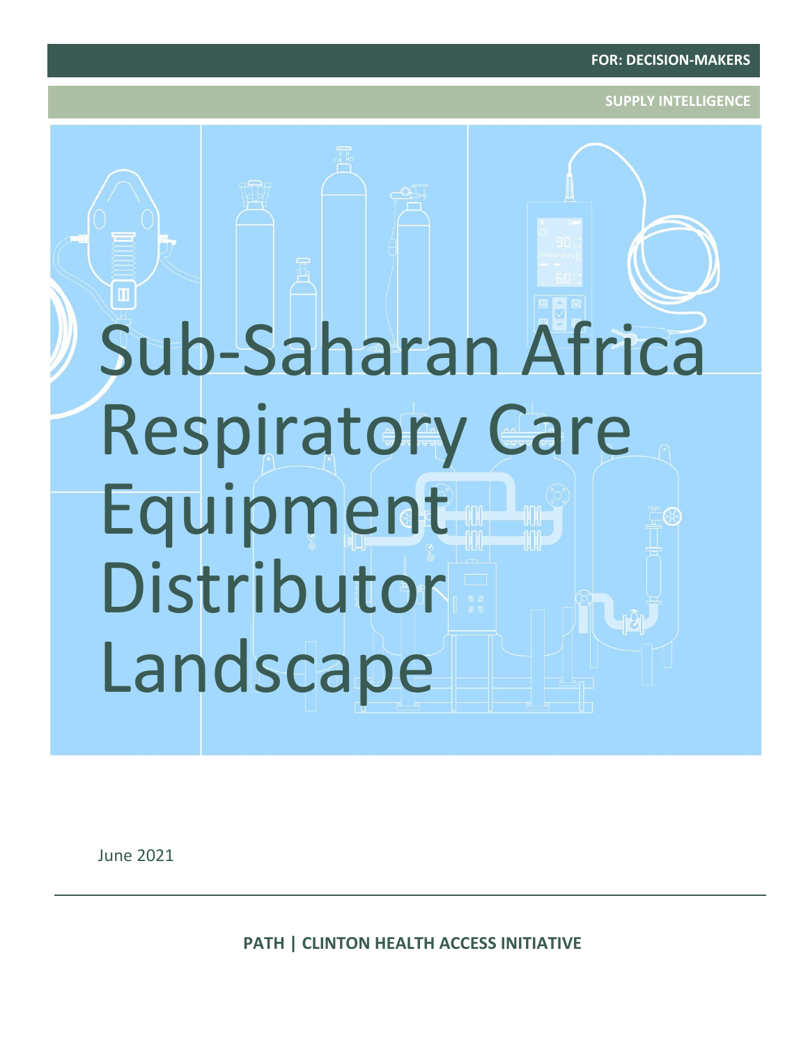FOR: DECISION-MAKERS

SUPPLY INTELLIGENCE

# Sub-Saharan Africa Respiratory Care Equipment Distributor Landscape

June 2021

**PATH | CLINTON HEALTH ACCESS INITIATIVE**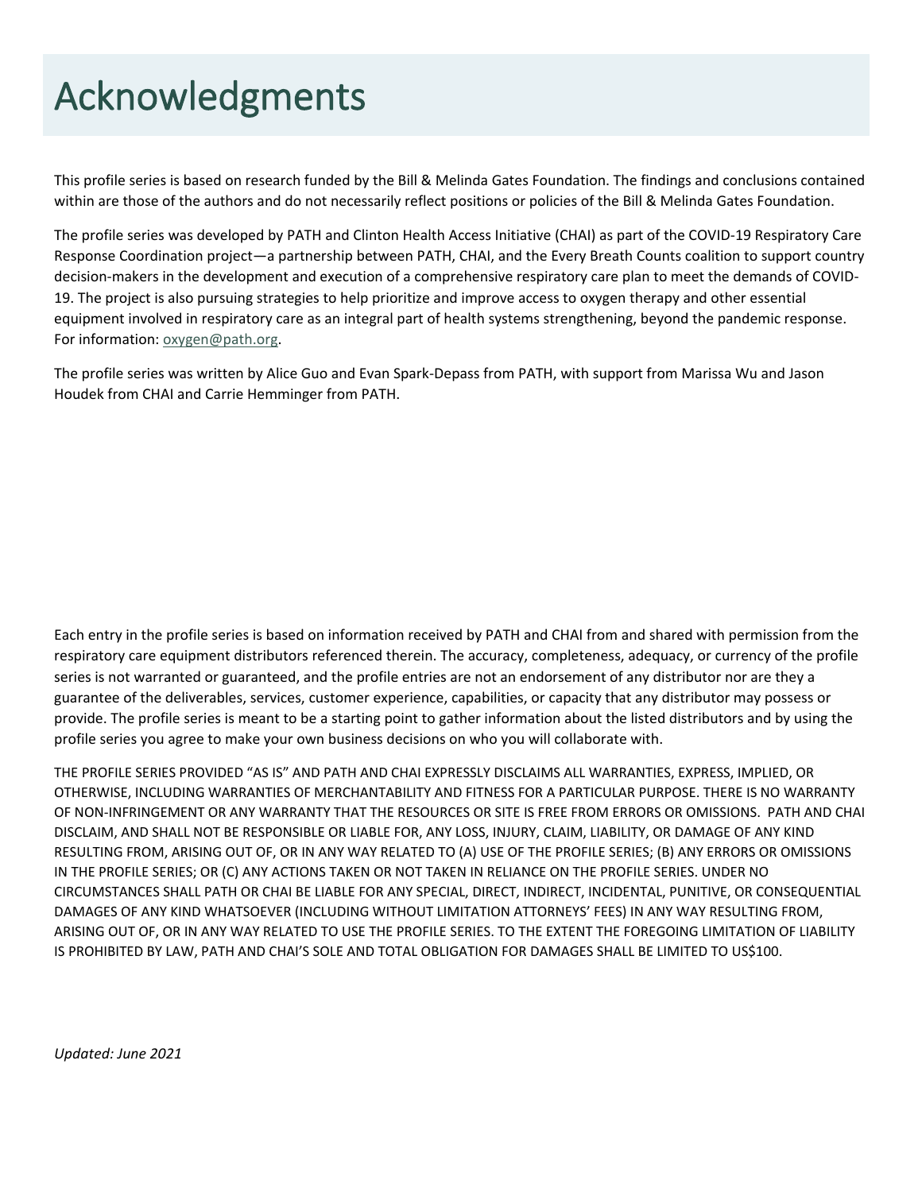# Acknowledgments

This profile series is based on research funded by the Bill & Melinda Gates Foundation. The findings and conclusions contained within are those of the authors and do not necessarily reflect positions or policies of the Bill & Melinda Gates Foundation.

The profile series was developed by PATH and Clinton Health Access Initiative (CHAI) as part of the COVID-19 Respiratory Care Response Coordination project—a partnership between PATH, CHAI, and the Every Breath Counts coalition to support country decision-makers in the development and execution of a comprehensive respiratory care plan to meet the demands of COVID-19. The project is also pursuing strategies to help prioritize and improve access to oxygen therapy and other essential equipment involved in respiratory care as an integral part of health systems strengthening, beyond the pandemic response. For information: [oxygen@path.org](mailto:oxygen@path.org).

The profile series was written by Alice Guo and Evan Spark-Depass from PATH, with support from Marissa Wu and Jason Houdek from CHAI and Carrie Hemminger from PATH.

Each entry in the profile series is based on information received by PATH and CHAI from and shared with permission from the respiratory care equipment distributors referenced therein. The accuracy, completeness, adequacy, or currency of the profile series is not warranted or guaranteed, and the profile entries are not an endorsement of any distributor nor are they a guarantee of the deliverables, services, customer experience, capabilities, or capacity that any distributor may possess or provide. The profile series is meant to be a starting point to gather information about the listed distributors and by using the profile series you agree to make your own business decisions on who you will collaborate with.

THE PROFILE SERIES PROVIDED "AS IS" AND PATH AND CHAI EXPRESSLY DISCLAIMS ALL WARRANTIES, EXPRESS, IMPLIED, OR OTHERWISE, INCLUDING WARRANTIES OF MERCHANTABILITY AND FITNESS FOR A PARTICULAR PURPOSE. THERE IS NO WARRANTY OF NON-INFRINGEMENT OR ANY WARRANTY THAT THE RESOURCES OR SITE IS FREE FROM ERRORS OR OMISSIONS. PATH AND CHAI DISCLAIM, AND SHALL NOT BE RESPONSIBLE OR LIABLE FOR, ANY LOSS, INJURY, CLAIM, LIABILITY, OR DAMAGE OF ANY KIND RESULTING FROM, ARISING OUT OF, OR IN ANY WAY RELATED TO (A) USE OF THE PROFILE SERIES; (B) ANY ERRORS OR OMISSIONS IN THE PROFILE SERIES; OR (C) ANY ACTIONS TAKEN OR NOT TAKEN IN RELIANCE ON THE PROFILE SERIES. UNDER NO CIRCUMSTANCES SHALL PATH OR CHAI BE LIABLE FOR ANY SPECIAL, DIRECT, INDIRECT, INCIDENTAL, PUNITIVE, OR CONSEQUENTIAL DAMAGES OF ANY KIND WHATSOEVER (INCLUDING WITHOUT LIMITATION ATTORNEYS' FEES) IN ANY WAY RESULTING FROM, ARISING OUT OF, OR IN ANY WAY RELATED TO USE THE PROFILE SERIES. TO THE EXTENT THE FOREGOING LIMITATION OF LIABILITY IS PROHIBITED BY LAW, PATH AND CHAI'S SOLE AND TOTAL OBLIGATION FOR DAMAGES SHALL BE LIMITED TO US$100.

*Updated: June 2021*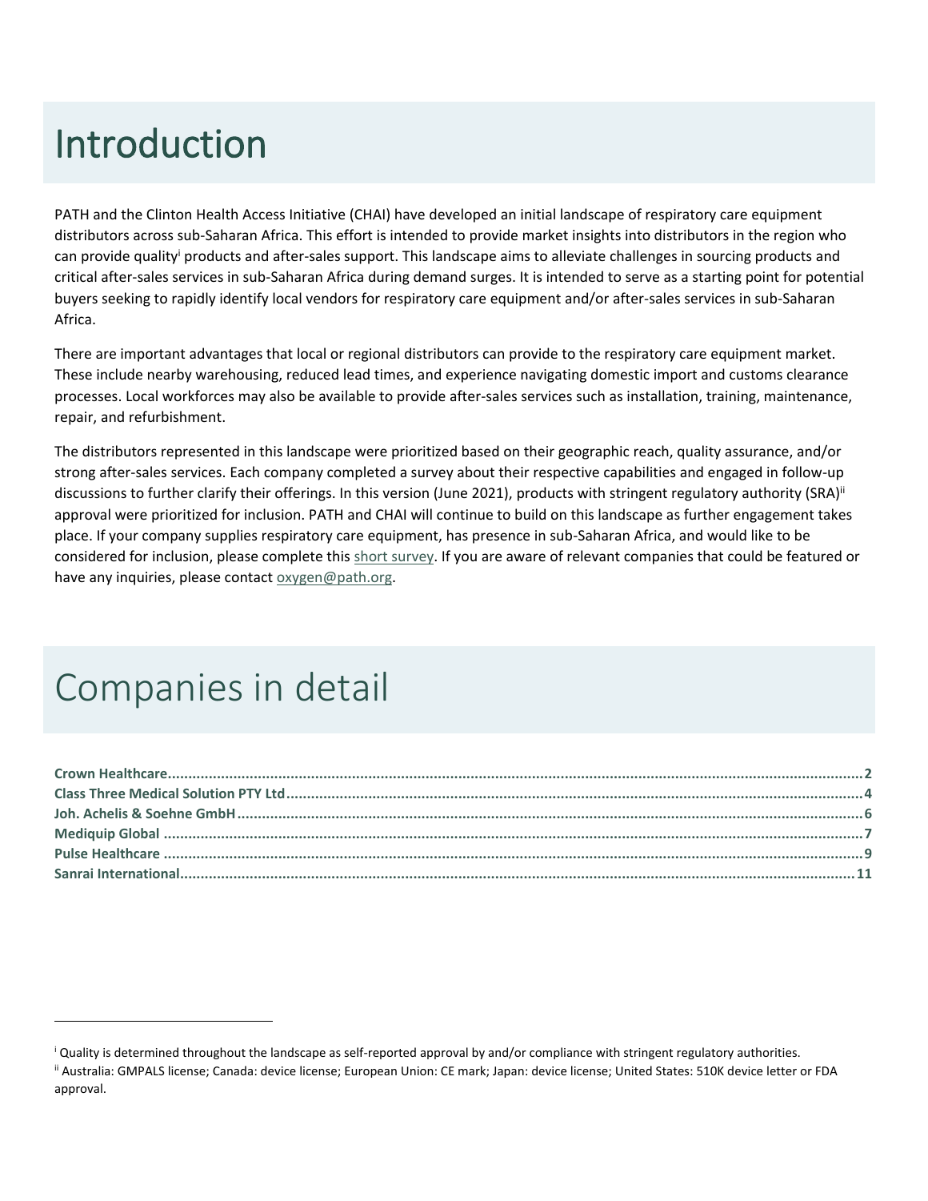# Introduction

PATH and the Clinton Health Access Initiative (CHAI) have developed an initial landscape of respiratory care equipment distributors across sub-Saharan Africa. This effort is intended to provide market insights into distributors in the region who can provide quality[i] products and after-sales support. This landscape aims to alleviate challenges in sourcing products and critical after-sales services in sub-Saharan Africa during demand surges. It is intended to serve as a starting point for potential buyers seeking to rapidly identify local vendors for respiratory care equipment and/or after-sales services in sub-Saharan Africa.

There are important advantages that local or regional distributors can provide to the respiratory care equipment market. These include nearby warehousing, reduced lead times, and experience navigating domestic import and customs clearance processes. Local workforces may also be available to provide after-sales services such as installation, training, maintenance, repair, and refurbishment.

The distributors represented in this landscape were prioritized based on their geographic reach, quality assurance, and/or strong after-sales services. Each company completed a survey about their respective capabilities and engaged in follow-up discussions to further clarify their offerings. In this version (June 2021), products with stringent regulatory authority (SRA)[ii] approval were prioritized for inclusion. PATH and CHAI will continue to build on this landscape as further engagement takes place. If your company supplies respiratory care equipment, has presence in sub-Saharan Africa, and would like to be considered for inclusion, please complete this short survey. If you are aware of relevant companies that could be featured or have any inquiries, please contact oxygen@path.org.

# Companies in detail

**Crown Healthcare** .......... **2**
**Class Three Medical Solution PTY Ltd** .......... **4**
**Joh. Achelis & Soehne GmbH** .......... **6**
**Mediquip Global** .......... **7**
**Pulse Healthcare** .......... **9**
**Sanrai International** .......... **11**

---

[i] Quality is determined throughout the landscape as self-reported approval by and/or compliance with stringent regulatory authorities.

[ii] Australia: GMPALS license; Canada: device license; European Union: CE mark; Japan: device license; United States: 510K device letter or FDA approval.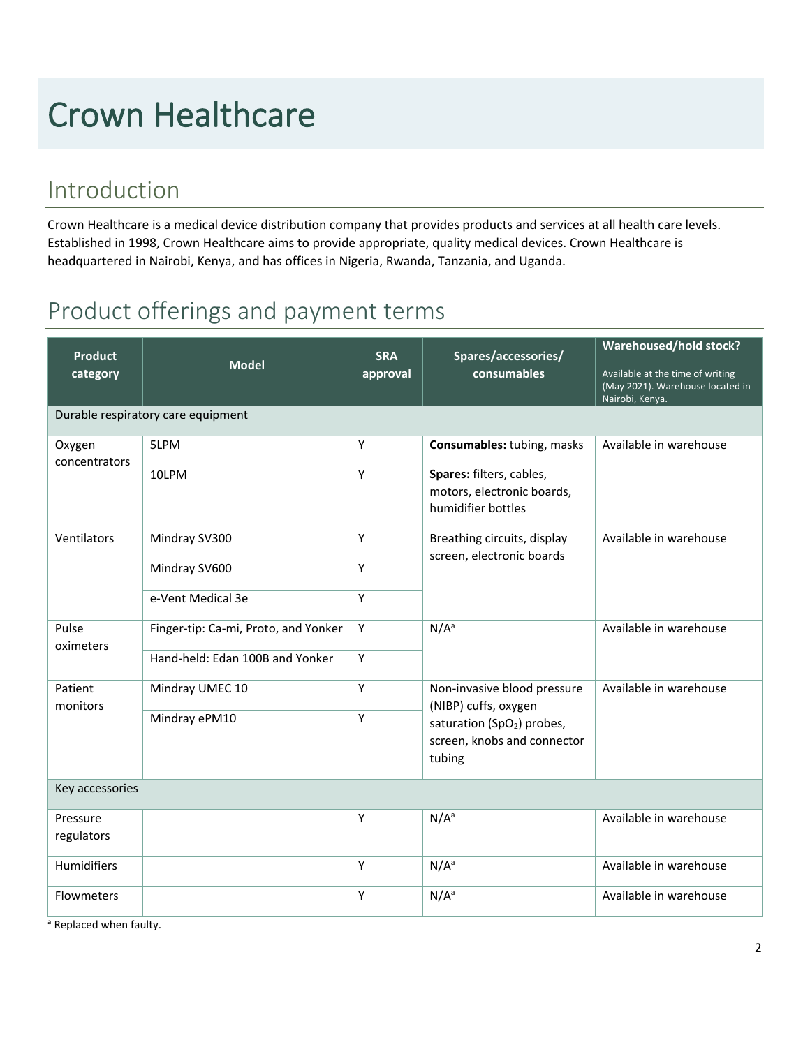# Crown Healthcare

## Introduction

Crown Healthcare is a medical device distribution company that provides products and services at all health care levels. Established in 1998, Crown Healthcare aims to provide appropriate, quality medical devices. Crown Healthcare is headquartered in Nairobi, Kenya, and has offices in Nigeria, Rwanda, Tanzania, and Uganda.

## Product offerings and payment terms

| Product category | Model | SRA approval | Spares/accessories/ consumables | Warehoused/hold stock? Available at the time of writing (May 2021). Warehouse located in Nairobi, Kenya. |
|---|---|---|---|---|
| Durable respiratory care equipment | | | | |
| Oxygen concentrators | 5LPM | Y | **Consumables:** tubing, masks **Spares:** filters, cables, motors, electronic boards, humidifier bottles | Available in warehouse |
| | 10LPM | Y | | |
| Ventilators | Mindray SV300 | Y | Breathing circuits, display screen, electronic boards | Available in warehouse |
| | Mindray SV600 | Y | | |
| | e-Vent Medical 3e | Y | | |
| Pulse oximeters | Finger-tip: Ca-mi, Proto, and Yonker | Y | N/A[a] | Available in warehouse |
| | Hand-held: Edan 100B and Yonker | Y | | |
| Patient monitors | Mindray UMEC 10 | Y | Non-invasive blood pressure (NIBP) cuffs, oxygen saturation ($SpO_2$) probes, screen, knobs and connector tubing | Available in warehouse |
| | Mindray ePM10 | Y | | |
| Key accessories | | | | |
| Pressure regulators | | Y | N/A[a] | Available in warehouse |
| Humidifiers | | Y | N/A[a] | Available in warehouse |
| Flowmeters | | Y | N/A[a] | Available in warehouse |

[a] Replaced when faulty.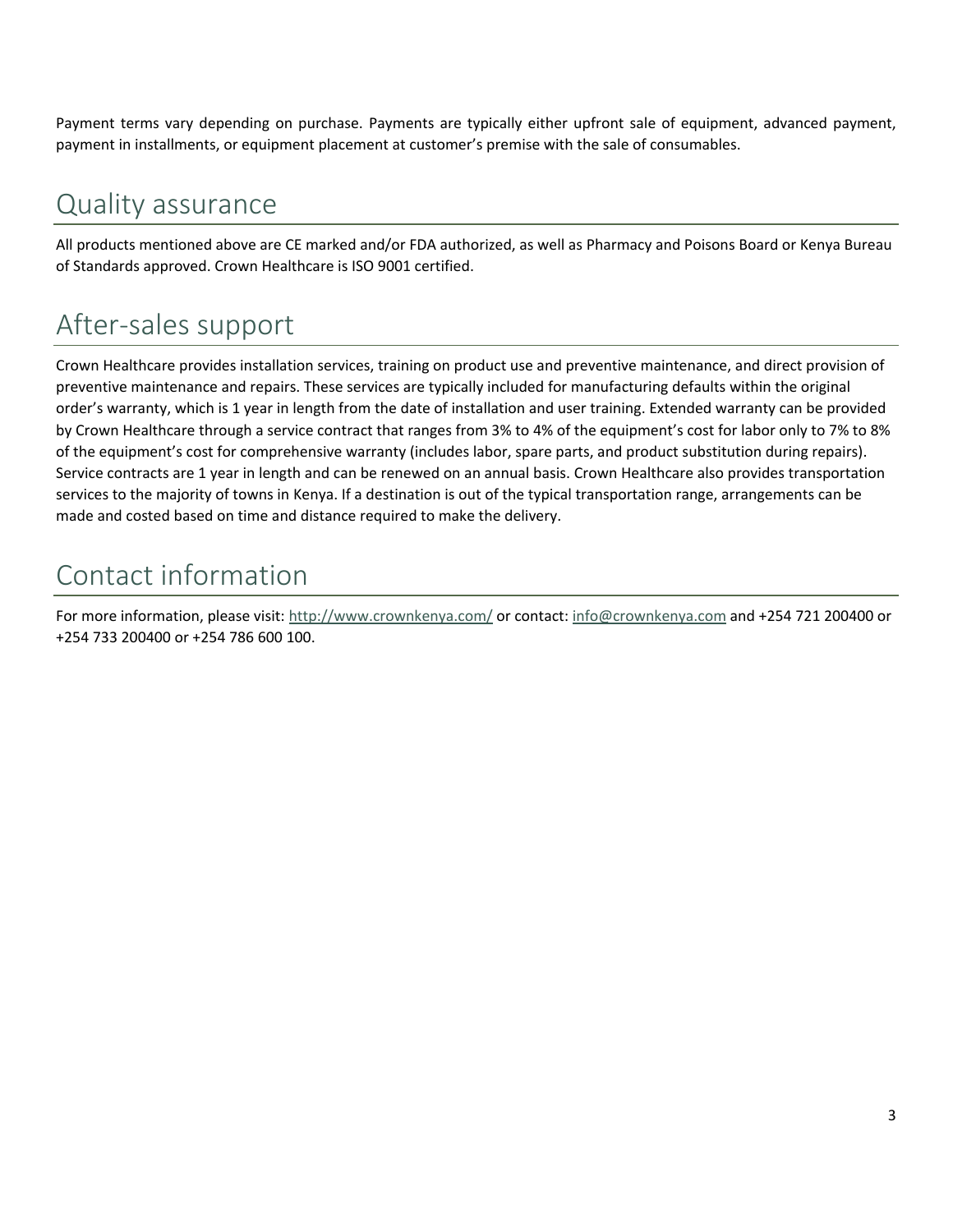Payment terms vary depending on purchase. Payments are typically either upfront sale of equipment, advanced payment, payment in installments, or equipment placement at customer's premise with the sale of consumables.

## Quality assurance

All products mentioned above are CE marked and/or FDA authorized, as well as Pharmacy and Poisons Board or Kenya Bureau of Standards approved. Crown Healthcare is ISO 9001 certified.

## After-sales support

Crown Healthcare provides installation services, training on product use and preventive maintenance, and direct provision of preventive maintenance and repairs. These services are typically included for manufacturing defaults within the original order's warranty, which is 1 year in length from the date of installation and user training. Extended warranty can be provided by Crown Healthcare through a service contract that ranges from 3% to 4% of the equipment's cost for labor only to 7% to 8% of the equipment's cost for comprehensive warranty (includes labor, spare parts, and product substitution during repairs). Service contracts are 1 year in length and can be renewed on an annual basis. Crown Healthcare also provides transportation services to the majority of towns in Kenya. If a destination is out of the typical transportation range, arrangements can be made and costed based on time and distance required to make the delivery.

## Contact information

For more information, please visit: [http://www.crownkenya.com/](http://www.crownkenya.com/) or contact: [info@crownkenya.com](mailto:info@crownkenya.com) and +254 721 200400 or +254 733 200400 or +254 786 600 100.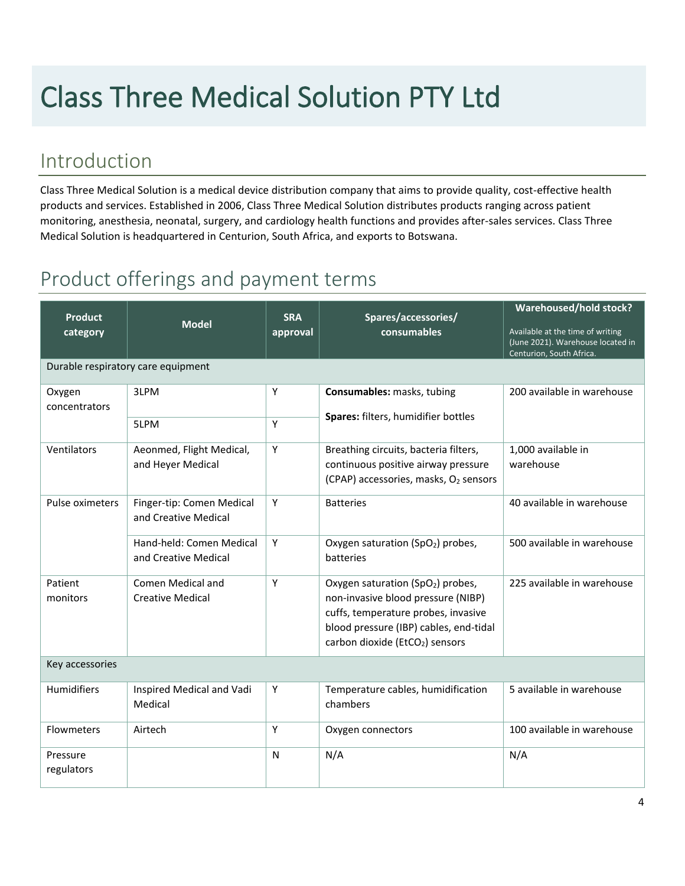# Class Three Medical Solution PTY Ltd

## Introduction

Class Three Medical Solution is a medical device distribution company that aims to provide quality, cost-effective health products and services. Established in 2006, Class Three Medical Solution distributes products ranging across patient monitoring, anesthesia, neonatal, surgery, and cardiology health functions and provides after-sales services. Class Three Medical Solution is headquartered in Centurion, South Africa, and exports to Botswana.

## Product offerings and payment terms

| Product category | Model | SRA approval | Spares/accessories/ consumables | Warehoused/hold stock? Available at the time of writing (June 2021). Warehouse located in Centurion, South Africa. |
|---|---|---|---|---|
| Durable respiratory care equipment | | | | |
| Oxygen concentrators | 3LPM | Y | **Consumables:** masks, tubing<br>**Spares:** filters, humidifier bottles | 200 available in warehouse |
| | 5LPM | Y | | |
| Ventilators | Aeonmed, Flight Medical, and Heyer Medical | Y | Breathing circuits, bacteria filters, continuous positive airway pressure (CPAP) accessories, masks, $O_2$ sensors | 1,000 available in warehouse |
| Pulse oximeters | Finger-tip: Comen Medical and Creative Medical | Y | Batteries | 40 available in warehouse |
| | Hand-held: Comen Medical and Creative Medical | Y | Oxygen saturation ($SpO_2$) probes, batteries | 500 available in warehouse |
| Patient monitors | Comen Medical and Creative Medical | Y | Oxygen saturation ($SpO_2$) probes, non-invasive blood pressure (NIBP) cuffs, temperature probes, invasive blood pressure (IBP) cables, end-tidal carbon dioxide ($EtCO_2$) sensors | 225 available in warehouse |
| Key accessories | | | | |
| Humidifiers | Inspired Medical and Vadi Medical | Y | Temperature cables, humidification chambers | 5 available in warehouse |
| Flowmeters | Airtech | Y | Oxygen connectors | 100 available in warehouse |
| Pressure regulators | | N | N/A | N/A |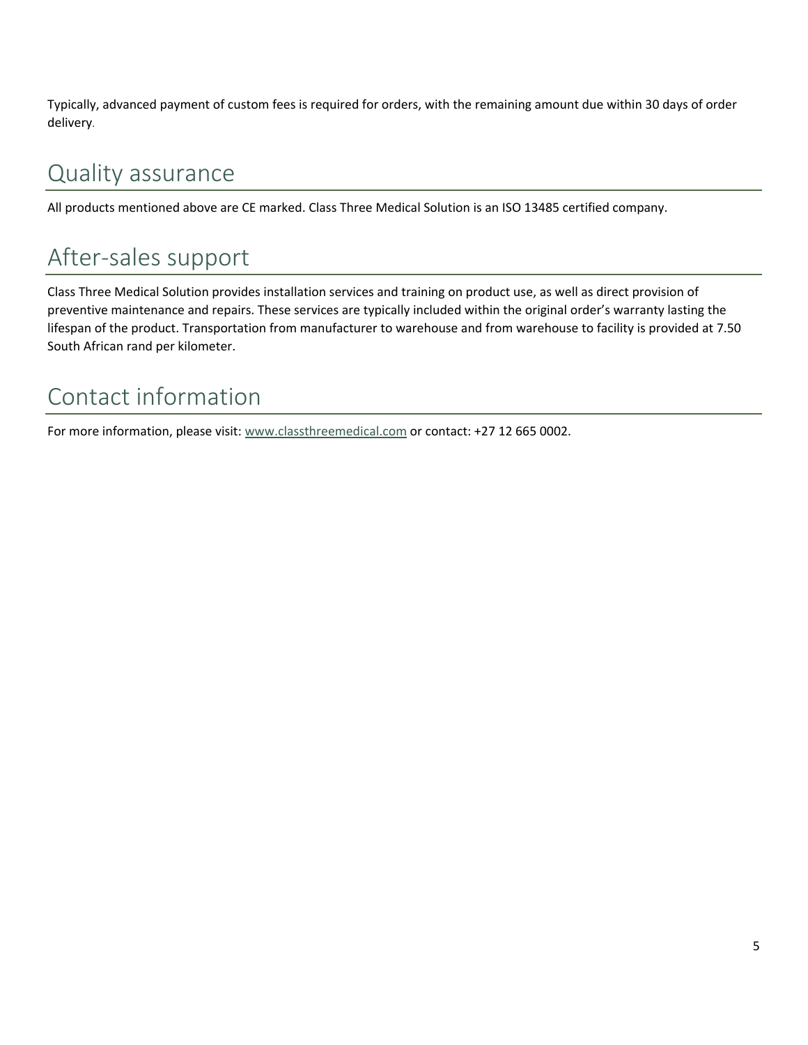Typically, advanced payment of custom fees is required for orders, with the remaining amount due within 30 days of order delivery.

## Quality assurance

All products mentioned above are CE marked. Class Three Medical Solution is an ISO 13485 certified company.

## After-sales support

Class Three Medical Solution provides installation services and training on product use, as well as direct provision of preventive maintenance and repairs. These services are typically included within the original order's warranty lasting the lifespan of the product. Transportation from manufacturer to warehouse and from warehouse to facility is provided at 7.50 South African rand per kilometer.

## Contact information

For more information, please visit: www.classthreemedical.com or contact: +27 12 665 0002.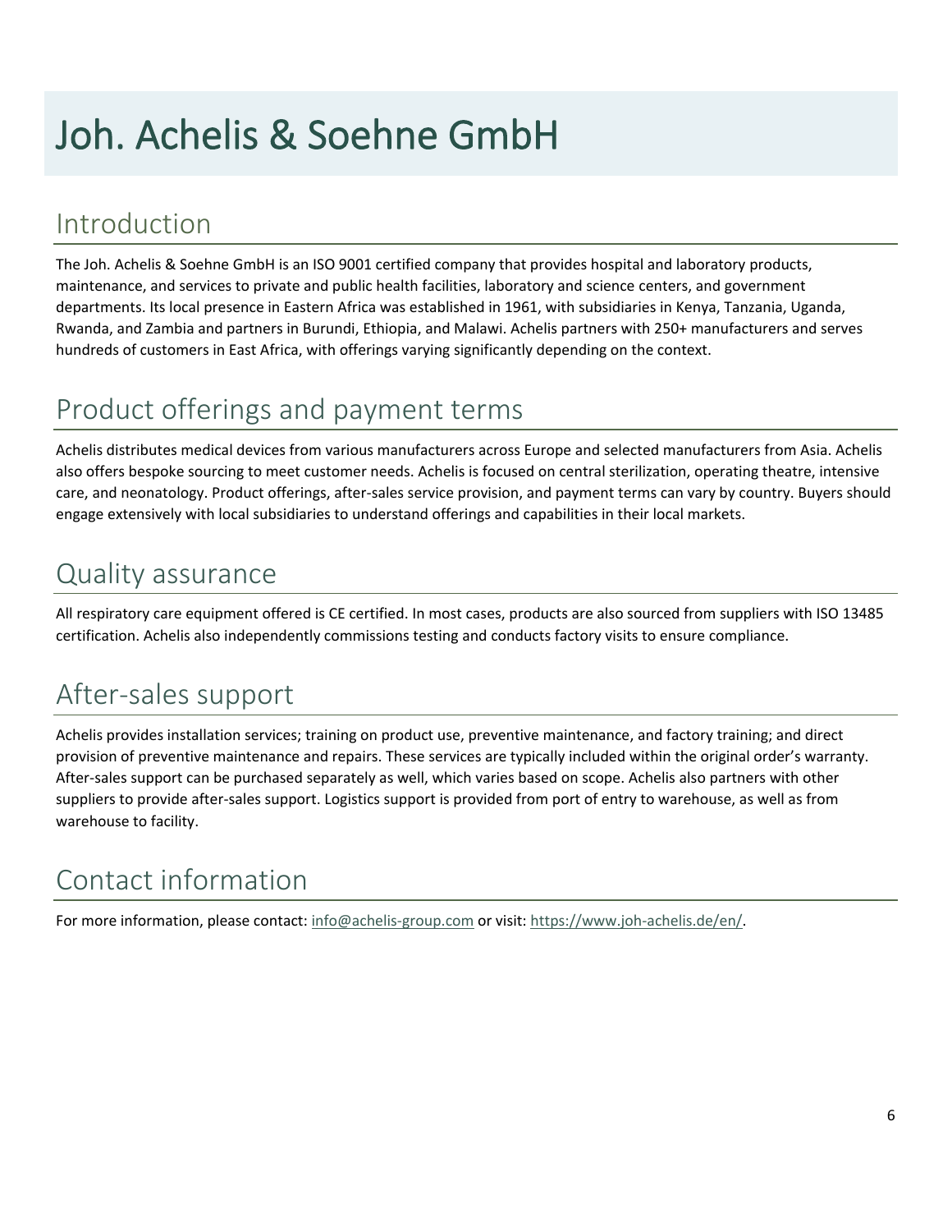# Joh. Achelis & Soehne GmbH

## Introduction

The Joh. Achelis & Soehne GmbH is an ISO 9001 certified company that provides hospital and laboratory products, maintenance, and services to private and public health facilities, laboratory and science centers, and government departments. Its local presence in Eastern Africa was established in 1961, with subsidiaries in Kenya, Tanzania, Uganda, Rwanda, and Zambia and partners in Burundi, Ethiopia, and Malawi. Achelis partners with 250+ manufacturers and serves hundreds of customers in East Africa, with offerings varying significantly depending on the context.

## Product offerings and payment terms

Achelis distributes medical devices from various manufacturers across Europe and selected manufacturers from Asia. Achelis also offers bespoke sourcing to meet customer needs. Achelis is focused on central sterilization, operating theatre, intensive care, and neonatology. Product offerings, after-sales service provision, and payment terms can vary by country. Buyers should engage extensively with local subsidiaries to understand offerings and capabilities in their local markets.

## Quality assurance

All respiratory care equipment offered is CE certified. In most cases, products are also sourced from suppliers with ISO 13485 certification. Achelis also independently commissions testing and conducts factory visits to ensure compliance.

## After-sales support

Achelis provides installation services; training on product use, preventive maintenance, and factory training; and direct provision of preventive maintenance and repairs. These services are typically included within the original order's warranty. After-sales support can be purchased separately as well, which varies based on scope. Achelis also partners with other suppliers to provide after-sales support. Logistics support is provided from port of entry to warehouse, as well as from warehouse to facility.

## Contact information

For more information, please contact: info@achelis-group.com or visit: https://www.joh-achelis.de/en/.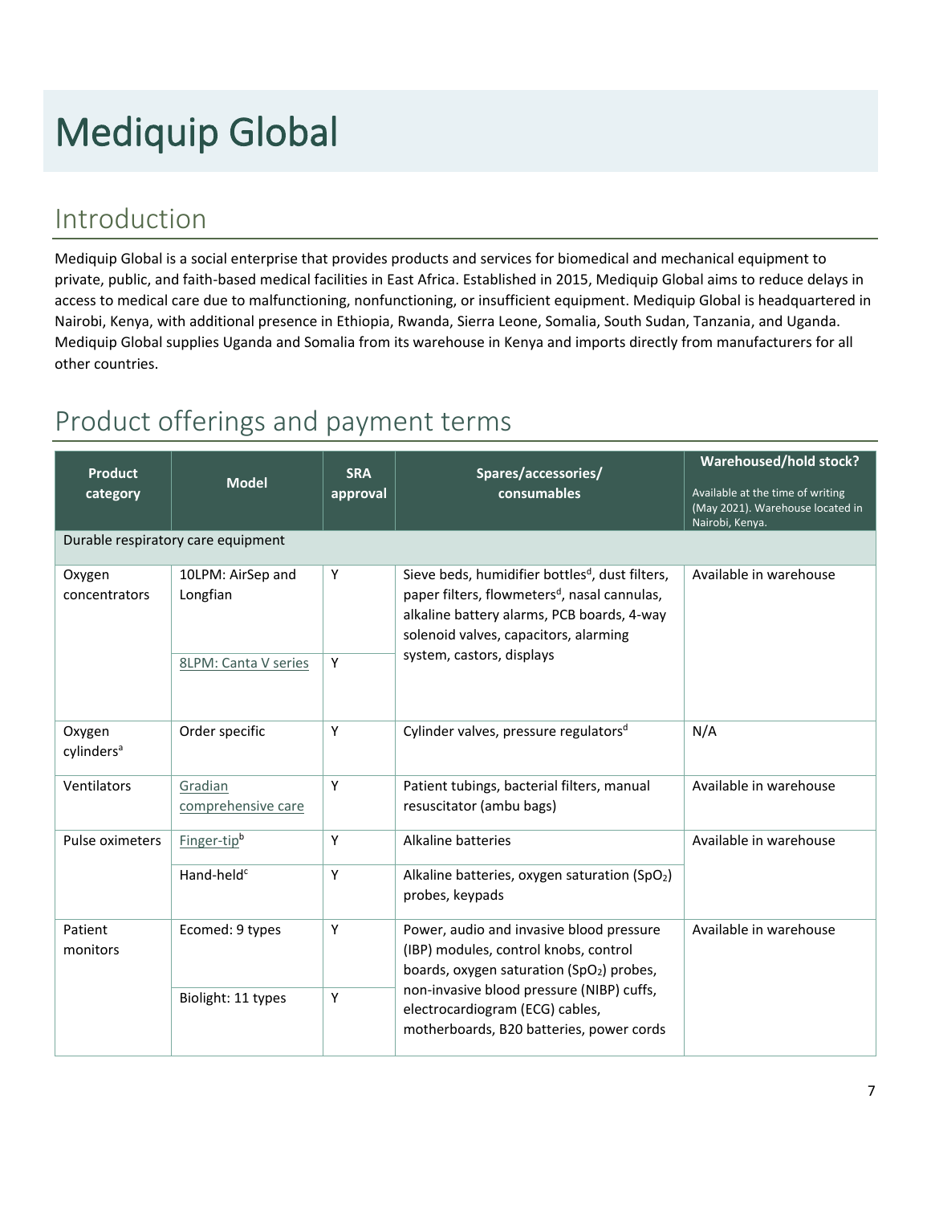# Mediquip Global

## Introduction

Mediquip Global is a social enterprise that provides products and services for biomedical and mechanical equipment to private, public, and faith-based medical facilities in East Africa. Established in 2015, Mediquip Global aims to reduce delays in access to medical care due to malfunctioning, nonfunctioning, or insufficient equipment. Mediquip Global is headquartered in Nairobi, Kenya, with additional presence in Ethiopia, Rwanda, Sierra Leone, Somalia, South Sudan, Tanzania, and Uganda. Mediquip Global supplies Uganda and Somalia from its warehouse in Kenya and imports directly from manufacturers for all other countries.

## Product offerings and payment terms

| Product category | Model | SRA approval | Spares/accessories/ consumables | Warehoused/hold stock? Available at the time of writing (May 2021). Warehouse located in Nairobi, Kenya. |
|---|---|---|---|---|
| Durable respiratory care equipment | | | | |
| Oxygen concentrators | 10LPM: AirSep and Longfian | Y | Sieve beds, humidifier bottles[d], dust filters, paper filters, flowmeters[d], nasal cannulas, alkaline battery alarms, PCB boards, 4-way solenoid valves, capacitors, alarming system, castors, displays | Available in warehouse |
| | 8LPM: Canta V series | Y | | |
| Oxygen cylinders[a] | Order specific | Y | Cylinder valves, pressure regulators[d] | N/A |
| Ventilators | Gradian comprehensive care | Y | Patient tubings, bacterial filters, manual resuscitator (ambu bags) | Available in warehouse |
| Pulse oximeters | Finger-tip[b] | Y | Alkaline batteries | Available in warehouse |
| | Hand-held[c] | Y | Alkaline batteries, oxygen saturation ($SpO_2$) probes, keypads | |
| Patient monitors | Ecomed: 9 types | Y | Power, audio and invasive blood pressure (IBP) modules, control knobs, control boards, oxygen saturation ($SpO_2$) probes, non-invasive blood pressure (NIBP) cuffs, electrocardiogram (ECG) cables, motherboards, B20 batteries, power cords | Available in warehouse |
| | Biolight: 11 types | Y | | |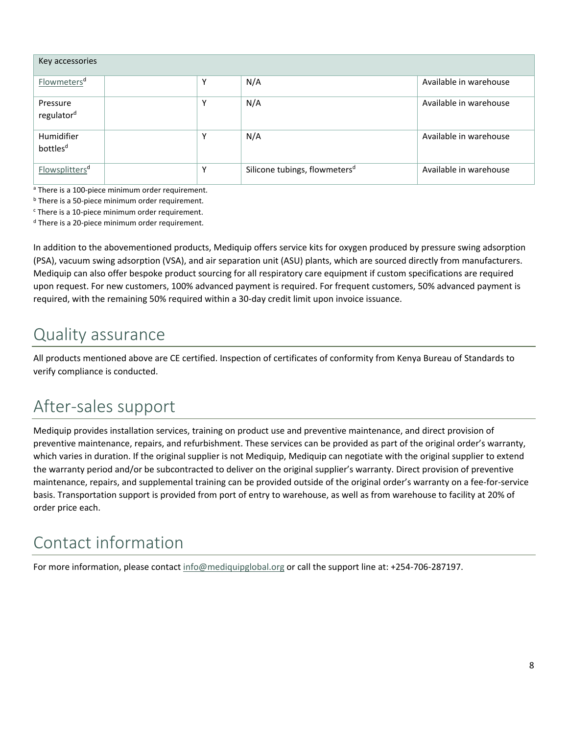| Key accessories | | | | |
| --- | --- | --- | --- | --- |
| Flowmeters[d] | | Y | N/A | Available in warehouse |
| Pressure regulator[d] | | Y | N/A | Available in warehouse |
| Humidifier bottles[d] | | Y | N/A | Available in warehouse |
| Flowsplitters[d] | | Y | Silicone tubings, flowmeters[d] | Available in warehouse |

[a] There is a 100-piece minimum order requirement.
[b] There is a 50-piece minimum order requirement.
[c] There is a 10-piece minimum order requirement.
[d] There is a 20-piece minimum order requirement.

In addition to the abovementioned products, Mediquip offers service kits for oxygen produced by pressure swing adsorption (PSA), vacuum swing adsorption (VSA), and air separation unit (ASU) plants, which are sourced directly from manufacturers. Mediquip can also offer bespoke product sourcing for all respiratory care equipment if custom specifications are required upon request. For new customers, 100% advanced payment is required. For frequent customers, 50% advanced payment is required, with the remaining 50% required within a 30-day credit limit upon invoice issuance.

## Quality assurance

All products mentioned above are CE certified. Inspection of certificates of conformity from Kenya Bureau of Standards to verify compliance is conducted.

## After-sales support

Mediquip provides installation services, training on product use and preventive maintenance, and direct provision of preventive maintenance, repairs, and refurbishment. These services can be provided as part of the original order's warranty, which varies in duration. If the original supplier is not Mediquip, Mediquip can negotiate with the original supplier to extend the warranty period and/or be subcontracted to deliver on the original supplier's warranty. Direct provision of preventive maintenance, repairs, and supplemental training can be provided outside of the original order's warranty on a fee-for-service basis. Transportation support is provided from port of entry to warehouse, as well as from warehouse to facility at 20% of order price each.

## Contact information

For more information, please contact info@mediquipglobal.org or call the support line at: +254-706-287197.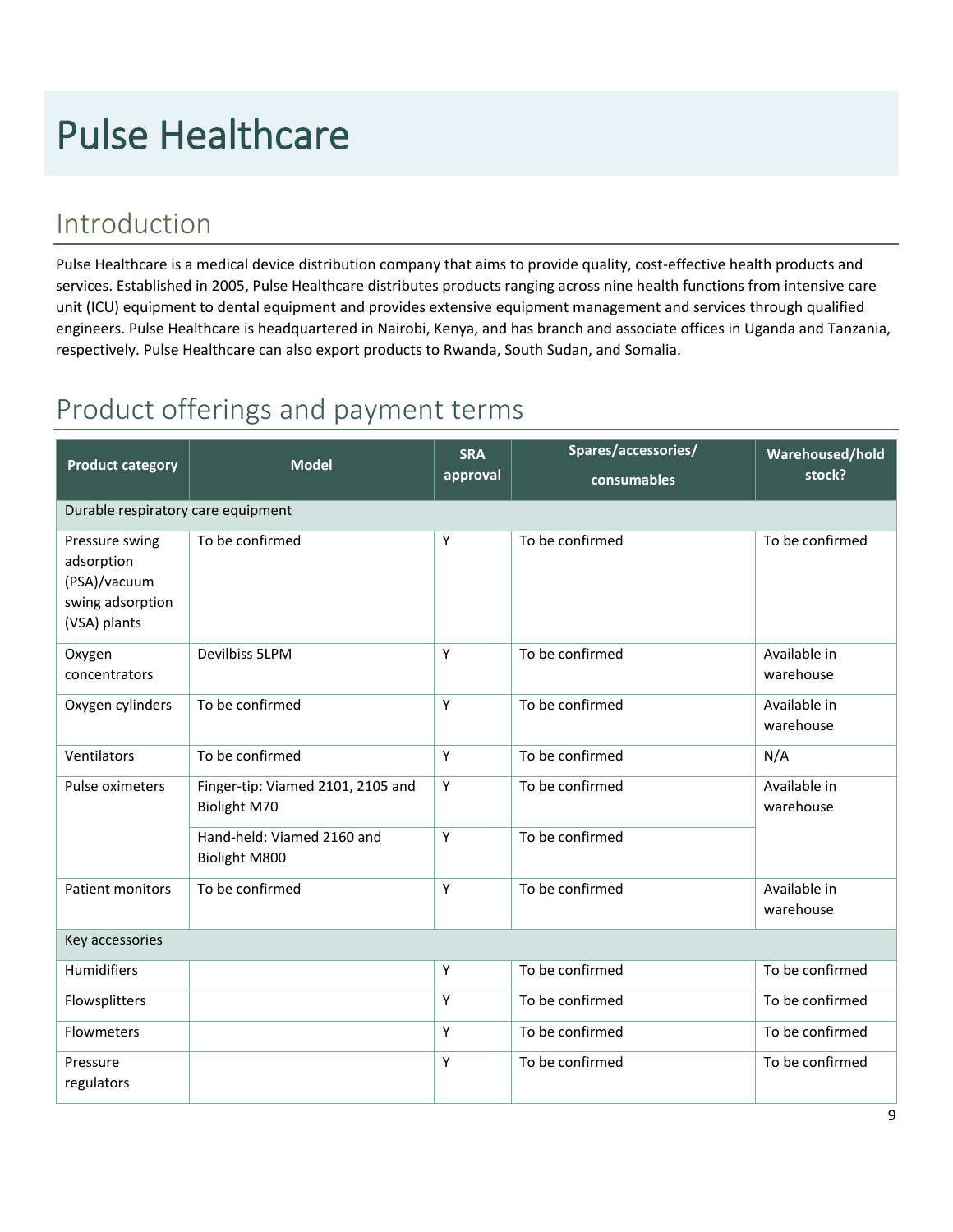# Pulse Healthcare

## Introduction

Pulse Healthcare is a medical device distribution company that aims to provide quality, cost-effective health products and services. Established in 2005, Pulse Healthcare distributes products ranging across nine health functions from intensive care unit (ICU) equipment to dental equipment and provides extensive equipment management and services through qualified engineers. Pulse Healthcare is headquartered in Nairobi, Kenya, and has branch and associate offices in Uganda and Tanzania, respectively. Pulse Healthcare can also export products to Rwanda, South Sudan, and Somalia.

## Product offerings and payment terms

| Product category | Model | SRA approval | Spares/accessories/ consumables | Warehoused/hold stock? |
| --- | --- | --- | --- | --- |
| Durable respiratory care equipment | | | | |
| Pressure swing adsorption (PSA)/vacuum swing adsorption (VSA) plants | To be confirmed | Y | To be confirmed | To be confirmed |
| Oxygen concentrators | Devilbiss 5LPM | Y | To be confirmed | Available in warehouse |
| Oxygen cylinders | To be confirmed | Y | To be confirmed | Available in warehouse |
| Ventilators | To be confirmed | Y | To be confirmed | N/A |
| Pulse oximeters | Finger-tip: Viamed 2101, 2105 and Biolight M70 | Y | To be confirmed | Available in warehouse |
| | Hand-held: Viamed 2160 and Biolight M800 | Y | To be confirmed | |
| Patient monitors | To be confirmed | Y | To be confirmed | Available in warehouse |
| Key accessories | | | | |
| Humidifiers | | Y | To be confirmed | To be confirmed |
| Flowsplitters | | Y | To be confirmed | To be confirmed |
| Flowmeters | | Y | To be confirmed | To be confirmed |
| Pressure regulators | | Y | To be confirmed | To be confirmed |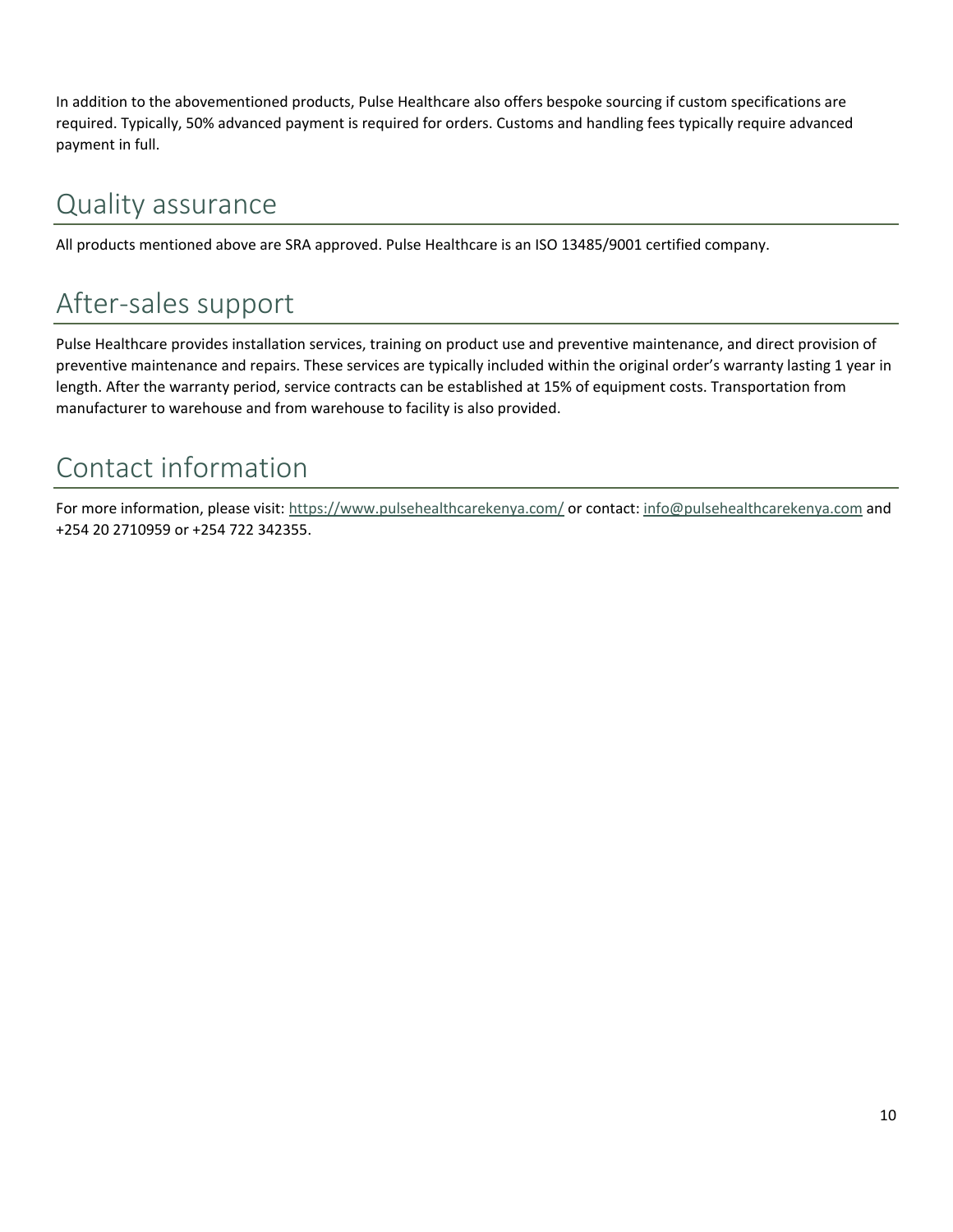In addition to the abovementioned products, Pulse Healthcare also offers bespoke sourcing if custom specifications are required. Typically, 50% advanced payment is required for orders. Customs and handling fees typically require advanced payment in full.

## Quality assurance

All products mentioned above are SRA approved. Pulse Healthcare is an ISO 13485/9001 certified company.

## After-sales support

Pulse Healthcare provides installation services, training on product use and preventive maintenance, and direct provision of preventive maintenance and repairs. These services are typically included within the original order's warranty lasting 1 year in length. After the warranty period, service contracts can be established at 15% of equipment costs. Transportation from manufacturer to warehouse and from warehouse to facility is also provided.

## Contact information

For more information, please visit: https://www.pulsehealthcarekenya.com/ or contact: info@pulsehealthcarekenya.com and +254 20 2710959 or +254 722 342355.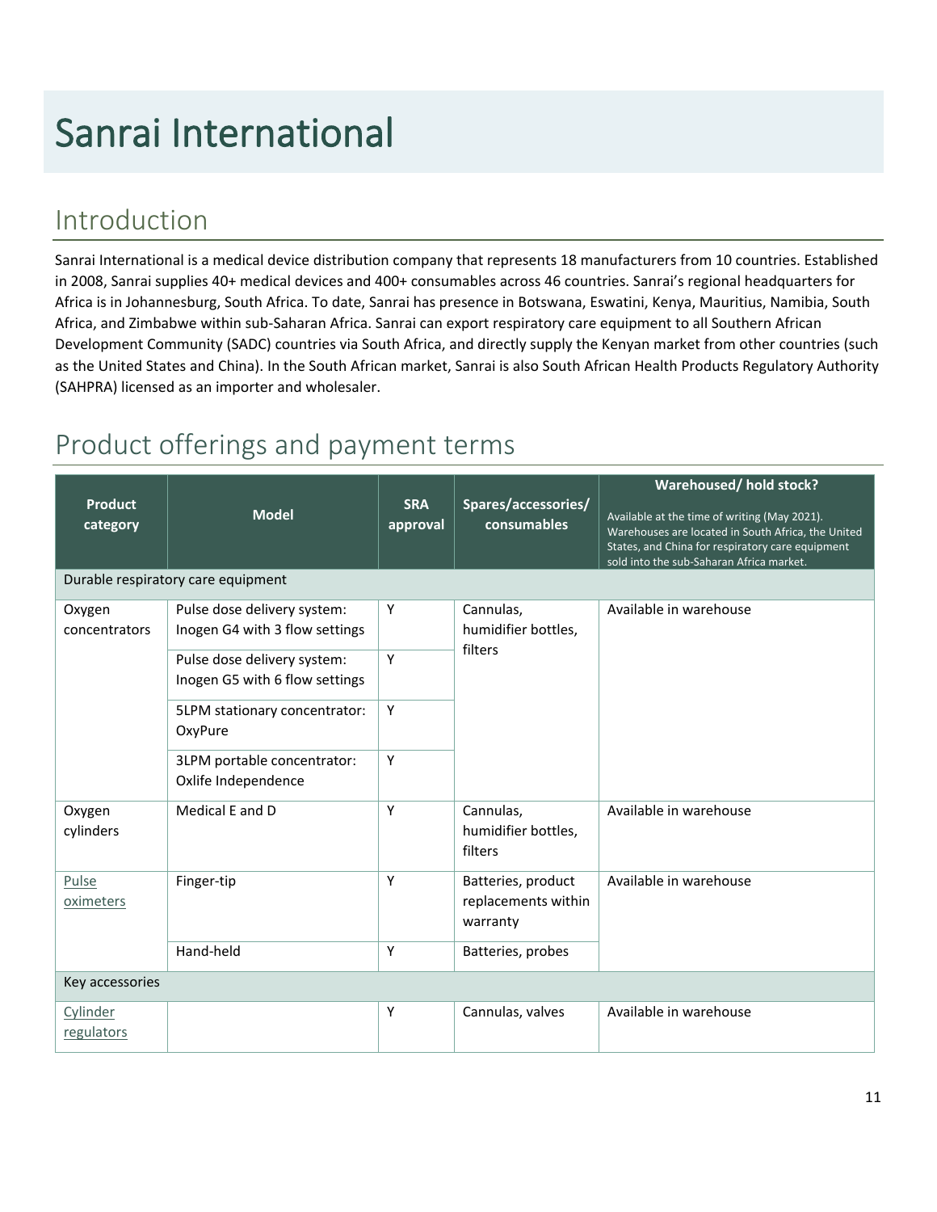# Sanrai International

## Introduction

Sanrai International is a medical device distribution company that represents 18 manufacturers from 10 countries. Established in 2008, Sanrai supplies 40+ medical devices and 400+ consumables across 46 countries. Sanrai's regional headquarters for Africa is in Johannesburg, South Africa. To date, Sanrai has presence in Botswana, Eswatini, Kenya, Mauritius, Namibia, South Africa, and Zimbabwe within sub-Saharan Africa. Sanrai can export respiratory care equipment to all Southern African Development Community (SADC) countries via South Africa, and directly supply the Kenyan market from other countries (such as the United States and China). In the South African market, Sanrai is also South African Health Products Regulatory Authority (SAHPRA) licensed as an importer and wholesaler.

## Product offerings and payment terms

| Product category | Model | SRA approval | Spares/accessories/ consumables | Warehoused/ hold stock? Available at the time of writing (May 2021). Warehouses are located in South Africa, the United States, and China for respiratory care equipment sold into the sub-Saharan Africa market. |
|---|---|---|---|---|
| Durable respiratory care equipment | | | | |
| Oxygen concentrators | Pulse dose delivery system: Inogen G4 with 3 flow settings | Y | Cannulas, humidifier bottles, filters | Available in warehouse |
| | Pulse dose delivery system: Inogen G5 with 6 flow settings | Y | | |
| | 5LPM stationary concentrator: OxyPure | Y | | |
| | 3LPM portable concentrator: Oxlife Independence | Y | | |
| Oxygen cylinders | Medical E and D | Y | Cannulas, humidifier bottles, filters | Available in warehouse |
| Pulse oximeters | Finger-tip | Y | Batteries, product replacements within warranty | Available in warehouse |
| | Hand-held | Y | Batteries, probes | |
| Key accessories | | | | |
| Cylinder regulators | | Y | Cannulas, valves | Available in warehouse |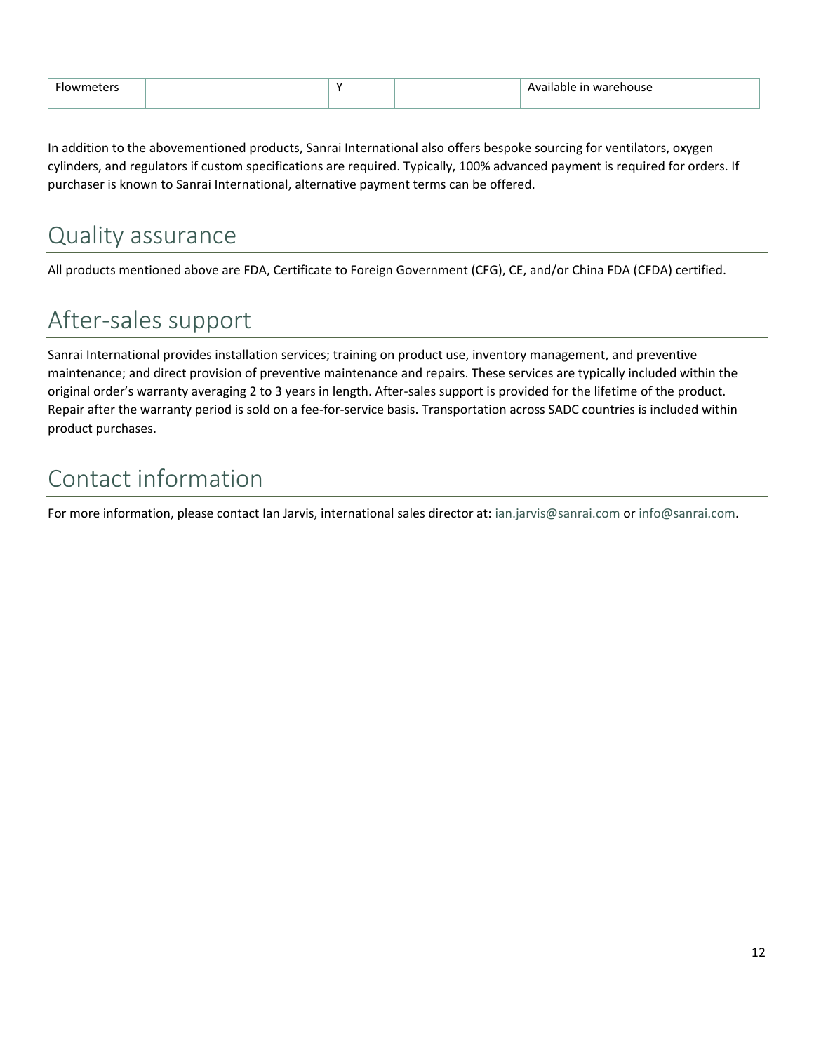| Flowmeters | | Y | | Available in warehouse |
|---|---|---|---|---|

In addition to the abovementioned products, Sanrai International also offers bespoke sourcing for ventilators, oxygen cylinders, and regulators if custom specifications are required. Typically, 100% advanced payment is required for orders. If purchaser is known to Sanrai International, alternative payment terms can be offered.

## Quality assurance

All products mentioned above are FDA, Certificate to Foreign Government (CFG), CE, and/or China FDA (CFDA) certified.

## After-sales support

Sanrai International provides installation services; training on product use, inventory management, and preventive maintenance; and direct provision of preventive maintenance and repairs. These services are typically included within the original order's warranty averaging 2 to 3 years in length. After-sales support is provided for the lifetime of the product. Repair after the warranty period is sold on a fee-for-service basis. Transportation across SADC countries is included within product purchases.

## Contact information

For more information, please contact Ian Jarvis, international sales director at: ian.jarvis@sanrai.com or info@sanrai.com.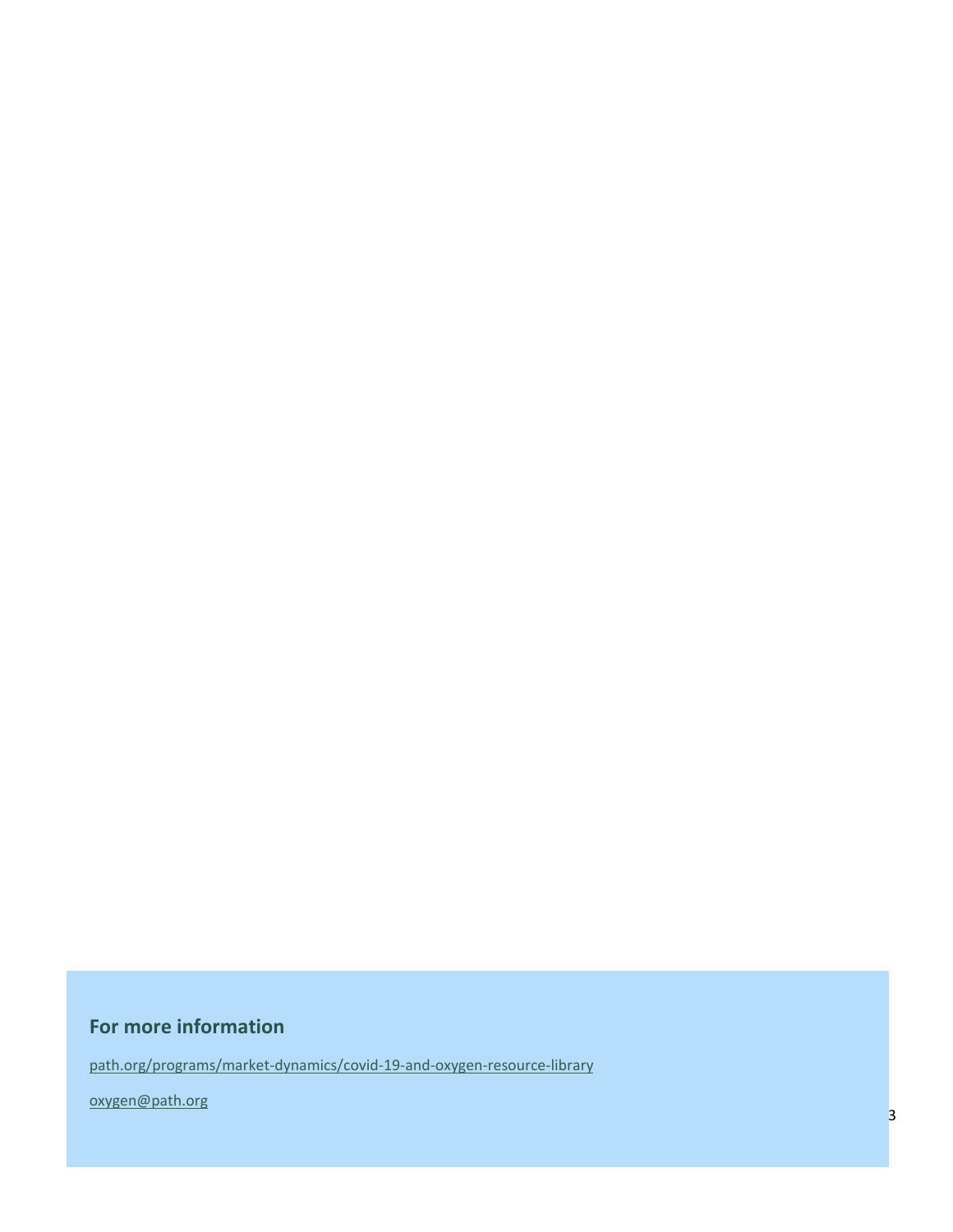## For more information

path.org/programs/market-dynamics/covid-19-and-oxygen-resource-library

oxygen@path.org